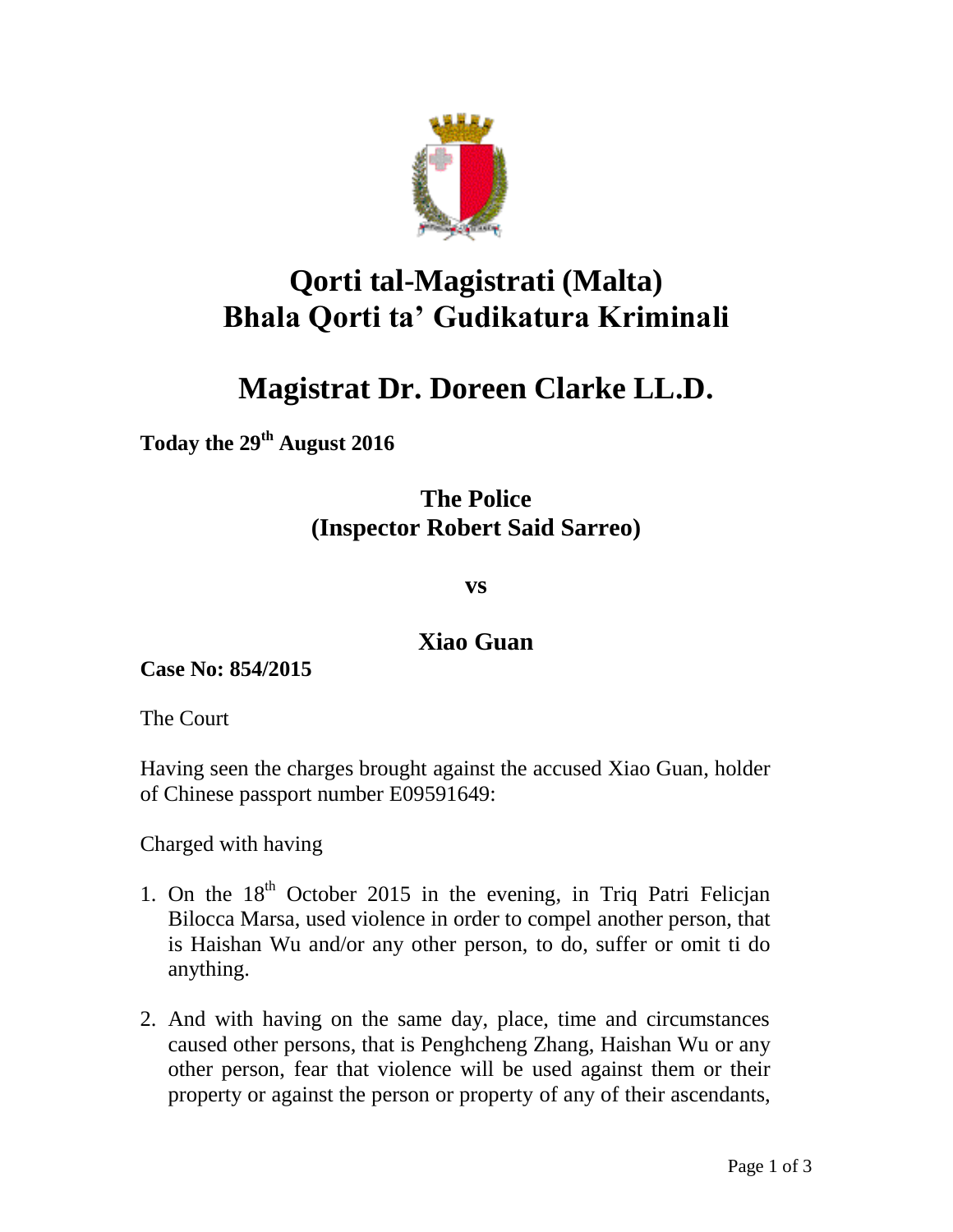# Qorti tal-Magistrati (Malta)
# Bhala Qorti ta' Gudikatura Kriminali

# Magistrat Dr. Doreen Clarke LL.D.

**Today the 29th August 2016**

**The Police**
**(Inspector Robert Said Sarreo)**

**vs**

**Xiao Guan**

**Case No: 854/2015**

The Court

Having seen the charges brought against the accused Xiao Guan, holder of Chinese passport number E09591649:

Charged with having

1. On the 18th October 2015 in the evening, in Triq Patri Felicjan Bilocca Marsa, used violence in order to compel another person, that is Haishan Wu and/or any other person, to do, suffer or omit ti do anything.

2. And with having on the same day, place, time and circumstances caused other persons, that is Penghcheng Zhang, Haishan Wu or any other person, fear that violence will be used against them or their property or against the person or property of any of their ascendants,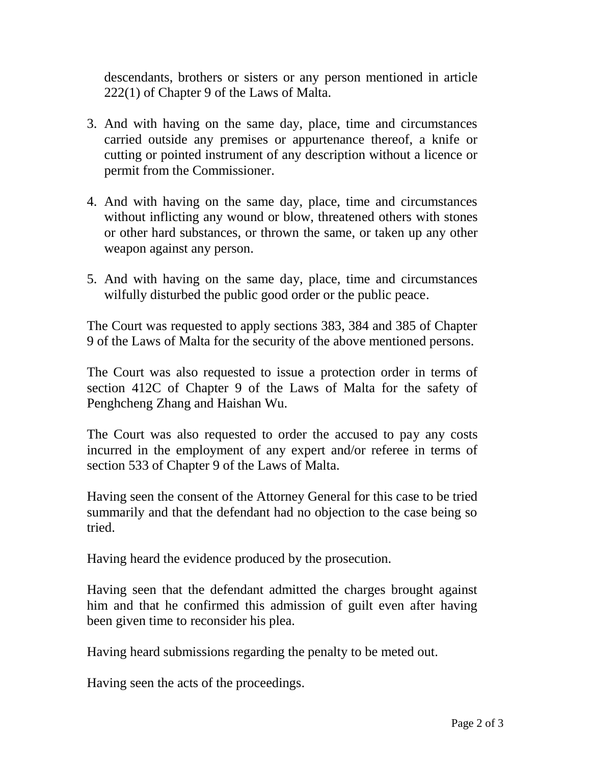descendants, brothers or sisters or any person mentioned in article 222(1) of Chapter 9 of the Laws of Malta.

3. And with having on the same day, place, time and circumstances carried outside any premises or appurtenance thereof, a knife or cutting or pointed instrument of any description without a licence or permit from the Commissioner.

4. And with having on the same day, place, time and circumstances without inflicting any wound or blow, threatened others with stones or other hard substances, or thrown the same, or taken up any other weapon against any person.

5. And with having on the same day, place, time and circumstances wilfully disturbed the public good order or the public peace.

The Court was requested to apply sections 383, 384 and 385 of Chapter 9 of the Laws of Malta for the security of the above mentioned persons.

The Court was also requested to issue a protection order in terms of section 412C of Chapter 9 of the Laws of Malta for the safety of Penghcheng Zhang and Haishan Wu.

The Court was also requested to order the accused to pay any costs incurred in the employment of any expert and/or referee in terms of section 533 of Chapter 9 of the Laws of Malta.

Having seen the consent of the Attorney General for this case to be tried summarily and that the defendant had no objection to the case being so tried.

Having heard the evidence produced by the prosecution.

Having seen that the defendant admitted the charges brought against him and that he confirmed this admission of guilt even after having been given time to reconsider his plea.

Having heard submissions regarding the penalty to be meted out.

Having seen the acts of the proceedings.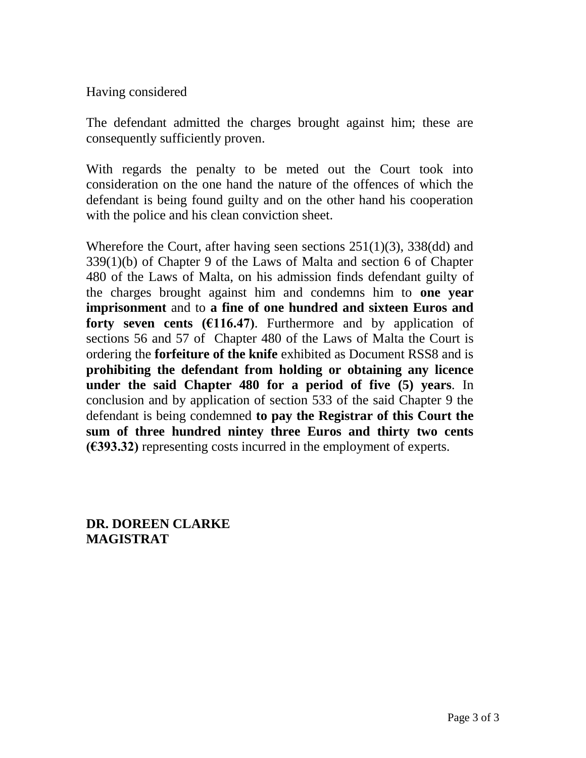Having considered

The defendant admitted the charges brought against him; these are consequently sufficiently proven.

With regards the penalty to be meted out the Court took into consideration on the one hand the nature of the offences of which the defendant is being found guilty and on the other hand his cooperation with the police and his clean conviction sheet.

Wherefore the Court, after having seen sections 251(1)(3), 338(dd) and 339(1)(b) of Chapter 9 of the Laws of Malta and section 6 of Chapter 480 of the Laws of Malta, on his admission finds defendant guilty of the charges brought against him and condemns him to **one year imprisonment** and to **a fine of one hundred and sixteen Euros and forty seven cents (€116.47)**. Furthermore and by application of sections 56 and 57 of Chapter 480 of the Laws of Malta the Court is ordering the **forfeiture of the knife** exhibited as Document RSS8 and is **prohibiting the defendant from holding or obtaining any licence under the said Chapter 480 for a period of five (5) years**. In conclusion and by application of section 533 of the said Chapter 9 the defendant is being condemned **to pay the Registrar of this Court the sum of three hundred nintey three Euros and thirty two cents (€393.32)** representing costs incurred in the employment of experts.

**DR. DOREEN CLARKE**
**MAGISTRAT**